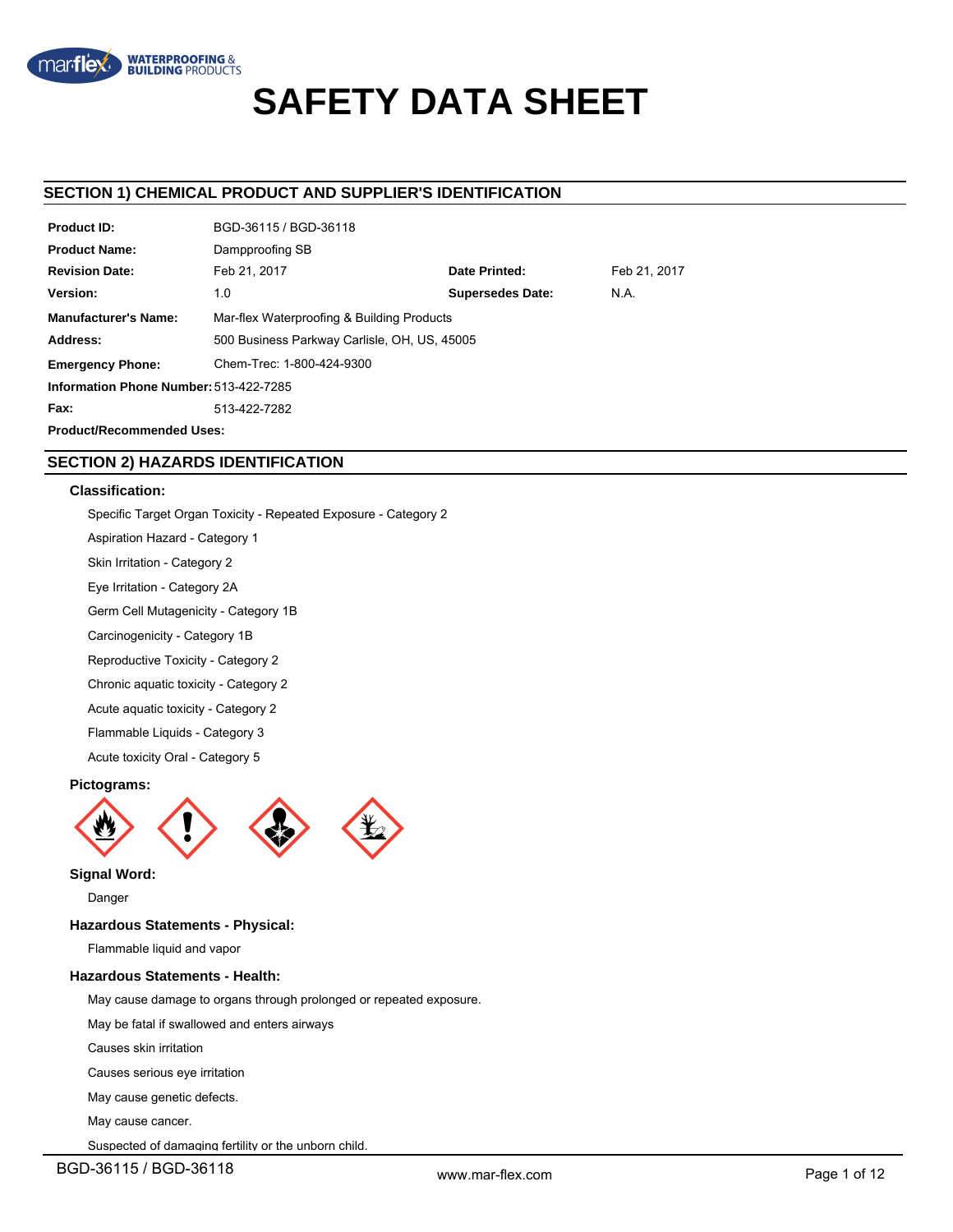# SAFETY DATA SHEET

## SECTION 1) CHEMICAL PRODUCT AND SUPPLIER'S IDENTIFICATION

| | | | |
|---|---|---|---|
| **Product ID:** | BGD-36115 / BGD-36118 | | |
| **Product Name:** | Dampproofing SB | | |
| **Revision Date:** | Feb 21, 2017 | **Date Printed:** | Feb 21, 2017 |
| **Version:** | 1.0 | **Supersedes Date:** | N.A. |
| **Manufacturer's Name:** | Mar-flex Waterproofing & Building Products | | |
| **Address:** | 500 Business Parkway Carlisle, OH, US, 45005 | | |
| **Emergency Phone:** | Chem-Trec: 1-800-424-9300 | | |
| **Information Phone Number:** | 513-422-7285 | | |
| **Fax:** | 513-422-7282 | | |
| **Product/Recommended Uses:** | | | |

## SECTION 2) HAZARDS IDENTIFICATION

### Classification:

Specific Target Organ Toxicity - Repeated Exposure - Category 2

Aspiration Hazard - Category 1

Skin Irritation - Category 2

Eye Irritation - Category 2A

Germ Cell Mutagenicity - Category 1B

Carcinogenicity - Category 1B

Reproductive Toxicity - Category 2

Chronic aquatic toxicity - Category 2

Acute aquatic toxicity - Category 2

Flammable Liquids - Category 3

Acute toxicity Oral - Category 5

### Pictograms:

### Signal Word:

Danger

### Hazardous Statements - Physical:

Flammable liquid and vapor

### Hazardous Statements - Health:

May cause damage to organs through prolonged or repeated exposure.

May be fatal if swallowed and enters airways

Causes skin irritation

Causes serious eye irritation

May cause genetic defects.

May cause cancer.

Suspected of damaging fertility or the unborn child.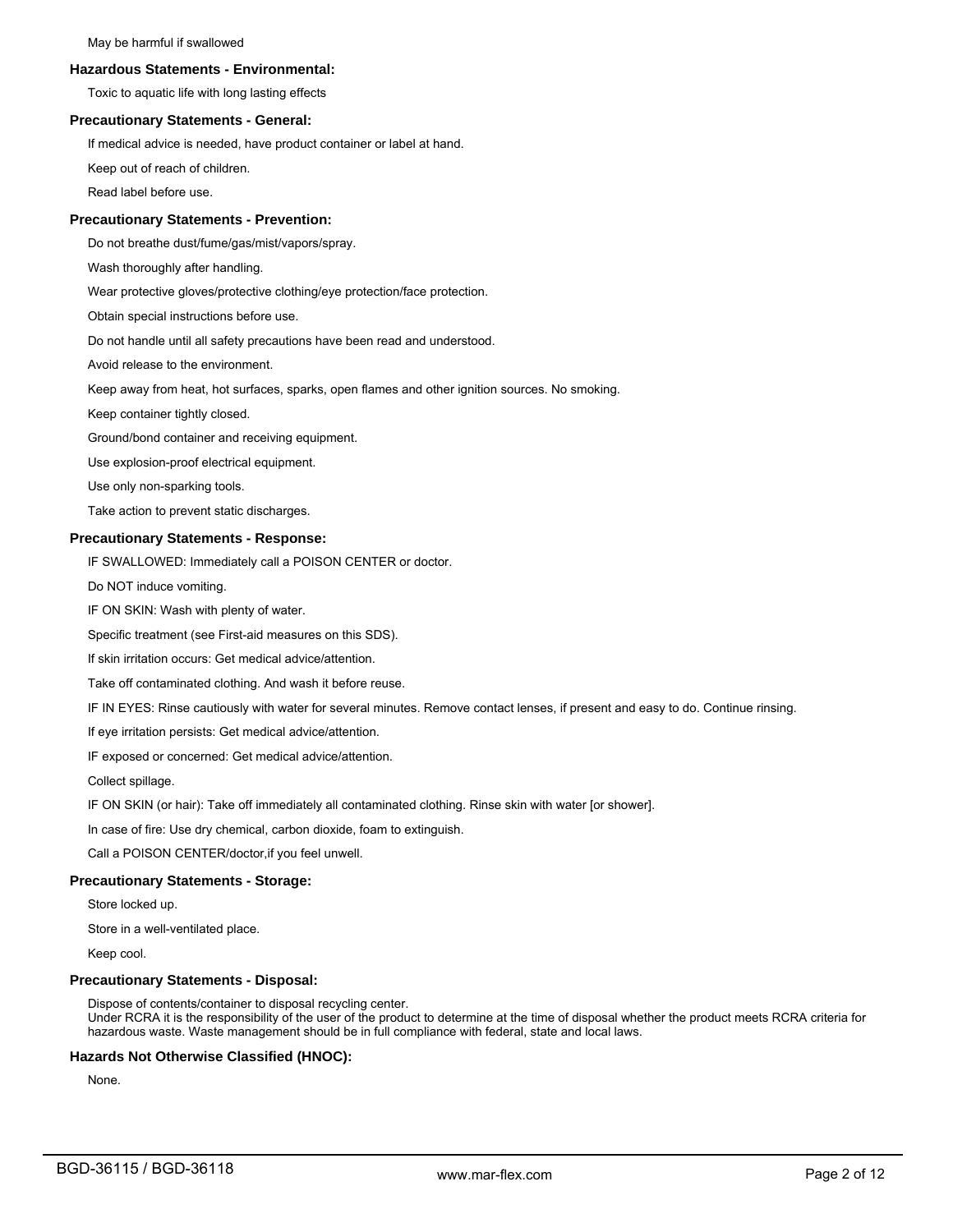May be harmful if swallowed

**Hazardous Statements - Environmental:**

Toxic to aquatic life with long lasting effects

**Precautionary Statements - General:**

If medical advice is needed, have product container or label at hand.

Keep out of reach of children.

Read label before use.

**Precautionary Statements - Prevention:**

Do not breathe dust/fume/gas/mist/vapors/spray.

Wash thoroughly after handling.

Wear protective gloves/protective clothing/eye protection/face protection.

Obtain special instructions before use.

Do not handle until all safety precautions have been read and understood.

Avoid release to the environment.

Keep away from heat, hot surfaces, sparks, open flames and other ignition sources. No smoking.

Keep container tightly closed.

Ground/bond container and receiving equipment.

Use explosion-proof electrical equipment.

Use only non-sparking tools.

Take action to prevent static discharges.

**Precautionary Statements - Response:**

IF SWALLOWED: Immediately call a POISON CENTER or doctor.

Do NOT induce vomiting.

IF ON SKIN: Wash with plenty of water.

Specific treatment (see First-aid measures on this SDS).

If skin irritation occurs: Get medical advice/attention.

Take off contaminated clothing. And wash it before reuse.

IF IN EYES: Rinse cautiously with water for several minutes. Remove contact lenses, if present and easy to do. Continue rinsing.

If eye irritation persists: Get medical advice/attention.

IF exposed or concerned: Get medical advice/attention.

Collect spillage.

IF ON SKIN (or hair): Take off immediately all contaminated clothing. Rinse skin with water [or shower].

In case of fire: Use dry chemical, carbon dioxide, foam to extinguish.

Call a POISON CENTER/doctor,if you feel unwell.

**Precautionary Statements - Storage:**

Store locked up.

Store in a well-ventilated place.

Keep cool.

**Precautionary Statements - Disposal:**

Dispose of contents/container to disposal recycling center.
Under RCRA it is the responsibility of the user of the product to determine at the time of disposal whether the product meets RCRA criteria for hazardous waste. Waste management should be in full compliance with federal, state and local laws.

**Hazards Not Otherwise Classified (HNOC):**

None.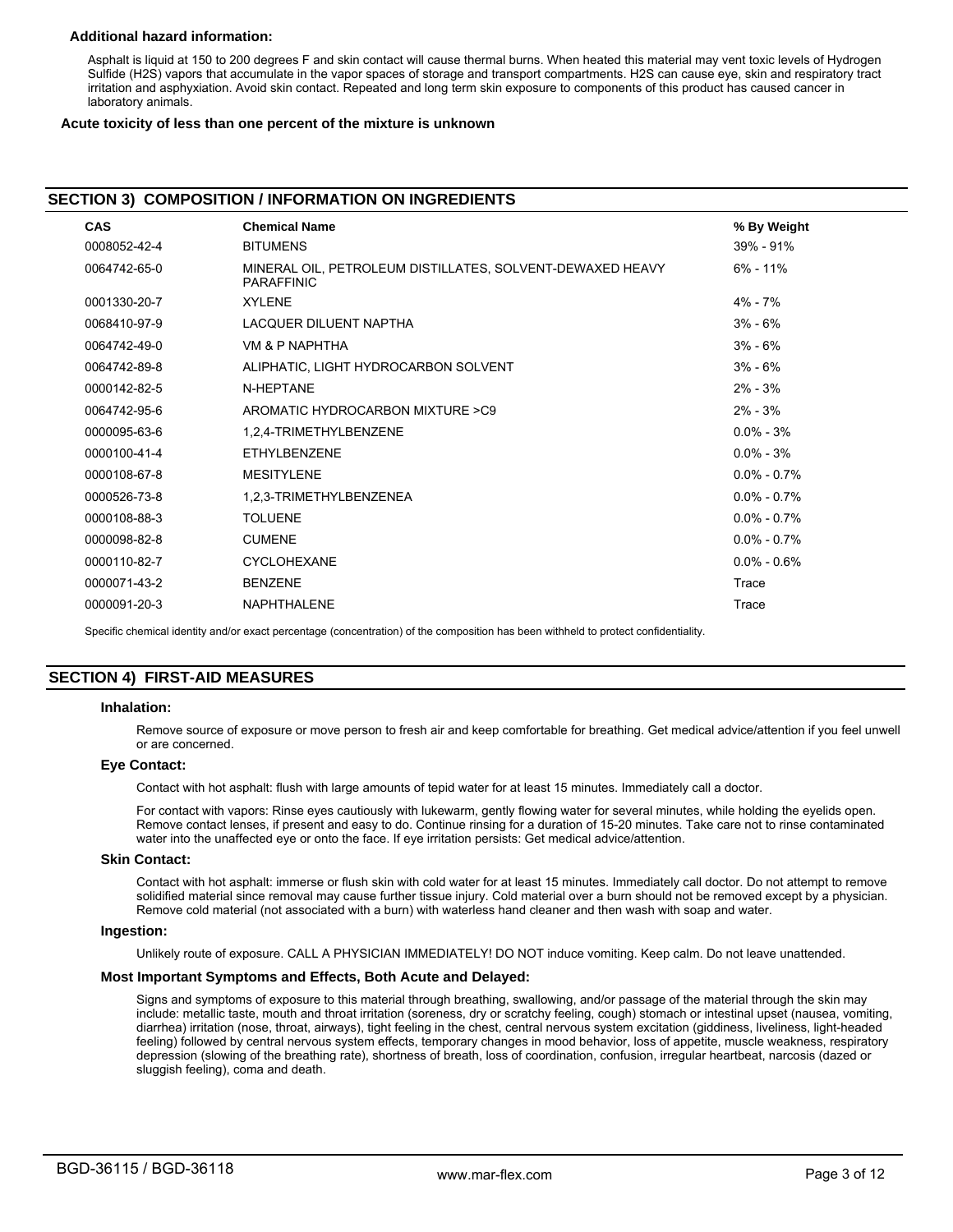### Additional hazard information:

Asphalt is liquid at 150 to 200 degrees F and skin contact will cause thermal burns. When heated this material may vent toxic levels of Hydrogen Sulfide (H2S) vapors that accumulate in the vapor spaces of storage and transport compartments. H2S can cause eye, skin and respiratory tract irritation and asphyxiation. Avoid skin contact. Repeated and long term skin exposure to components of this product has caused cancer in laboratory animals.

**Acute toxicity of less than one percent of the mixture is unknown**

## SECTION 3) COMPOSITION / INFORMATION ON INGREDIENTS

| CAS | Chemical Name | % By Weight |
|---|---|---|
| 0008052-42-4 | BITUMENS | 39% - 91% |
| 0064742-65-0 | MINERAL OIL, PETROLEUM DISTILLATES, SOLVENT-DEWAXED HEAVY PARAFFINIC | 6% - 11% |
| 0001330-20-7 | XYLENE | 4% - 7% |
| 0068410-97-9 | LACQUER DILUENT NAPTHA | 3% - 6% |
| 0064742-49-0 | VM & P NAPHTHA | 3% - 6% |
| 0064742-89-8 | ALIPHATIC, LIGHT HYDROCARBON SOLVENT | 3% - 6% |
| 0000142-82-5 | N-HEPTANE | 2% - 3% |
| 0064742-95-6 | AROMATIC HYDROCARBON MIXTURE >C9 | 2% - 3% |
| 0000095-63-6 | 1,2,4-TRIMETHYLBENZENE | 0.0% - 3% |
| 0000100-41-4 | ETHYLBENZENE | 0.0% - 3% |
| 0000108-67-8 | MESITYLENE | 0.0% - 0.7% |
| 0000526-73-8 | 1,2,3-TRIMETHYLBENZENEA | 0.0% - 0.7% |
| 0000108-88-3 | TOLUENE | 0.0% - 0.7% |
| 0000098-82-8 | CUMENE | 0.0% - 0.7% |
| 0000110-82-7 | CYCLOHEXANE | 0.0% - 0.6% |
| 0000071-43-2 | BENZENE | Trace |
| 0000091-20-3 | NAPHTHALENE | Trace |

Specific chemical identity and/or exact percentage (concentration) of the composition has been withheld to protect confidentiality.

## SECTION 4) FIRST-AID MEASURES

### Inhalation:

Remove source of exposure or move person to fresh air and keep comfortable for breathing. Get medical advice/attention if you feel unwell or are concerned.

### Eye Contact:

Contact with hot asphalt: flush with large amounts of tepid water for at least 15 minutes. Immediately call a doctor.

For contact with vapors: Rinse eyes cautiously with lukewarm, gently flowing water for several minutes, while holding the eyelids open. Remove contact lenses, if present and easy to do. Continue rinsing for a duration of 15-20 minutes. Take care not to rinse contaminated water into the unaffected eye or onto the face. If eye irritation persists: Get medical advice/attention.

### Skin Contact:

Contact with hot asphalt: immerse or flush skin with cold water for at least 15 minutes. Immediately call doctor. Do not attempt to remove solidified material since removal may cause further tissue injury. Cold material over a burn should not be removed except by a physician. Remove cold material (not associated with a burn) with waterless hand cleaner and then wash with soap and water.

### Ingestion:

Unlikely route of exposure. CALL A PHYSICIAN IMMEDIATELY! DO NOT induce vomiting. Keep calm. Do not leave unattended.

### Most Important Symptoms and Effects, Both Acute and Delayed:

Signs and symptoms of exposure to this material through breathing, swallowing, and/or passage of the material through the skin may include: metallic taste, mouth and throat irritation (soreness, dry or scratchy feeling, cough) stomach or intestinal upset (nausea, vomiting, diarrhea) irritation (nose, throat, airways), tight feeling in the chest, central nervous system excitation (giddiness, liveliness, light-headed feeling) followed by central nervous system effects, temporary changes in mood behavior, loss of appetite, muscle weakness, respiratory depression (slowing of the breathing rate), shortness of breath, loss of coordination, confusion, irregular heartbeat, narcosis (dazed or sluggish feeling), coma and death.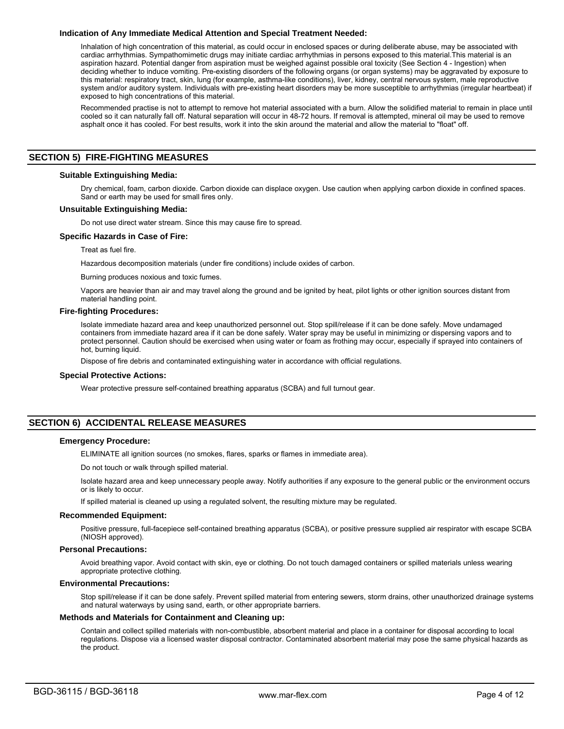### Indication of Any Immediate Medical Attention and Special Treatment Needed:

Inhalation of high concentration of this material, as could occur in enclosed spaces or during deliberate abuse, may be associated with cardiac arrhythmias. Sympathomimetic drugs may initiate cardiac arrhythmias in persons exposed to this material.This material is an aspiration hazard. Potential danger from aspiration must be weighed against possible oral toxicity (See Section 4 - Ingestion) when deciding whether to induce vomiting. Pre-existing disorders of the following organs (or organ systems) may be aggravated by exposure to this material: respiratory tract, skin, lung (for example, asthma-like conditions), liver, kidney, central nervous system, male reproductive system and/or auditory system. Individuals with pre-existing heart disorders may be more susceptible to arrhythmias (irregular heartbeat) if exposed to high concentrations of this material.

Recommended practise is not to attempt to remove hot material associated with a burn. Allow the solidified material to remain in place until cooled so it can naturally fall off. Natural separation will occur in 48-72 hours. If removal is attempted, mineral oil may be used to remove asphalt once it has cooled. For best results, work it into the skin around the material and allow the material to "float" off.

## SECTION 5) FIRE-FIGHTING MEASURES

### Suitable Extinguishing Media:

Dry chemical, foam, carbon dioxide. Carbon dioxide can displace oxygen. Use caution when applying carbon dioxide in confined spaces. Sand or earth may be used for small fires only.

### Unsuitable Extinguishing Media:

Do not use direct water stream. Since this may cause fire to spread.

### Specific Hazards in Case of Fire:

Treat as fuel fire.

Hazardous decomposition materials (under fire conditions) include oxides of carbon.

Burning produces noxious and toxic fumes.

Vapors are heavier than air and may travel along the ground and be ignited by heat, pilot lights or other ignition sources distant from material handling point.

### Fire-fighting Procedures:

Isolate immediate hazard area and keep unauthorized personnel out. Stop spill/release if it can be done safely. Move undamaged containers from immediate hazard area if it can be done safely. Water spray may be useful in minimizing or dispersing vapors and to protect personnel. Caution should be exercised when using water or foam as frothing may occur, especially if sprayed into containers of hot, burning liquid.

Dispose of fire debris and contaminated extinguishing water in accordance with official regulations.

### Special Protective Actions:

Wear protective pressure self-contained breathing apparatus (SCBA) and full turnout gear.

## SECTION 6) ACCIDENTAL RELEASE MEASURES

### Emergency Procedure:

ELIMINATE all ignition sources (no smokes, flares, sparks or flames in immediate area).

Do not touch or walk through spilled material.

Isolate hazard area and keep unnecessary people away. Notify authorities if any exposure to the general public or the environment occurs or is likely to occur.

If spilled material is cleaned up using a regulated solvent, the resulting mixture may be regulated.

### Recommended Equipment:

Positive pressure, full-facepiece self-contained breathing apparatus (SCBA), or positive pressure supplied air respirator with escape SCBA (NIOSH approved).

### Personal Precautions:

Avoid breathing vapor. Avoid contact with skin, eye or clothing. Do not touch damaged containers or spilled materials unless wearing appropriate protective clothing.

### Environmental Precautions:

Stop spill/release if it can be done safely. Prevent spilled material from entering sewers, storm drains, other unauthorized drainage systems and natural waterways by using sand, earth, or other appropriate barriers.

### Methods and Materials for Containment and Cleaning up:

Contain and collect spilled materials with non-combustible, absorbent material and place in a container for disposal according to local regulations. Dispose via a licensed waster disposal contractor. Contaminated absorbent material may pose the same physical hazards as the product.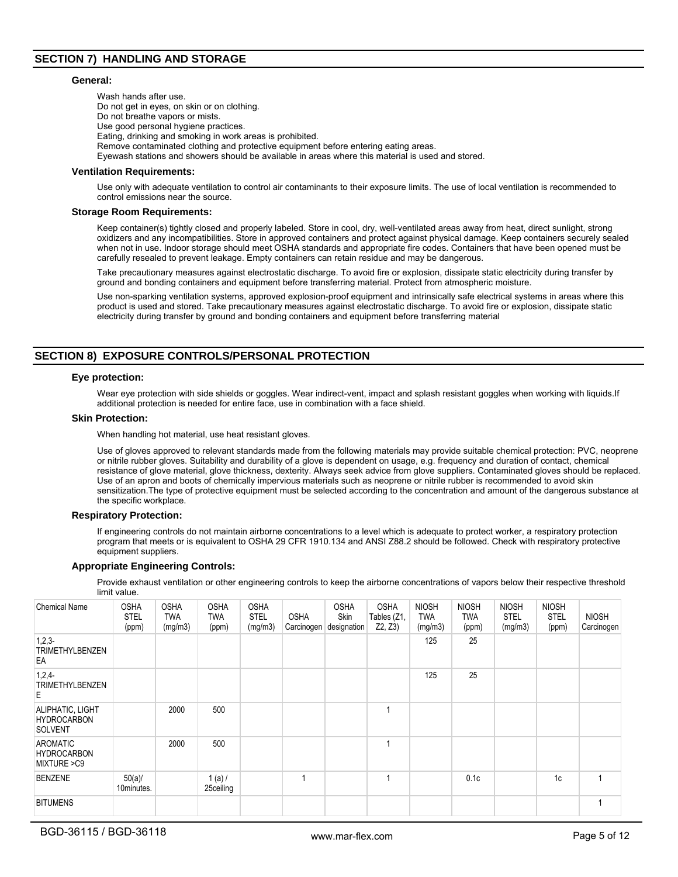## SECTION 7) HANDLING AND STORAGE

### General:

Wash hands after use.
Do not get in eyes, on skin or on clothing.
Do not breathe vapors or mists.
Use good personal hygiene practices.
Eating, drinking and smoking in work areas is prohibited.
Remove contaminated clothing and protective equipment before entering eating areas.
Eyewash stations and showers should be available in areas where this material is used and stored.

### Ventilation Requirements:

Use only with adequate ventilation to control air contaminants to their exposure limits. The use of local ventilation is recommended to control emissions near the source.

### Storage Room Requirements:

Keep container(s) tightly closed and properly labeled. Store in cool, dry, well-ventilated areas away from heat, direct sunlight, strong oxidizers and any incompatibilities. Store in approved containers and protect against physical damage. Keep containers securely sealed when not in use. Indoor storage should meet OSHA standards and appropriate fire codes. Containers that have been opened must be carefully resealed to prevent leakage. Empty containers can retain residue and may be dangerous.

Take precautionary measures against electrostatic discharge. To avoid fire or explosion, dissipate static electricity during transfer by ground and bonding containers and equipment before transferring material. Protect from atmospheric moisture.

Use non-sparking ventilation systems, approved explosion-proof equipment and intrinsically safe electrical systems in areas where this product is used and stored. Take precautionary measures against electrostatic discharge. To avoid fire or explosion, dissipate static electricity during transfer by ground and bonding containers and equipment before transferring material

## SECTION 8) EXPOSURE CONTROLS/PERSONAL PROTECTION

### Eye protection:

Wear eye protection with side shields or goggles. Wear indirect-vent, impact and splash resistant goggles when working with liquids.If additional protection is needed for entire face, use in combination with a face shield.

### Skin Protection:

When handling hot material, use heat resistant gloves.

Use of gloves approved to relevant standards made from the following materials may provide suitable chemical protection: PVC, neoprene or nitrile rubber gloves. Suitability and durability of a glove is dependent on usage, e.g. frequency and duration of contact, chemical resistance of glove material, glove thickness, dexterity. Always seek advice from glove suppliers. Contaminated gloves should be replaced. Use of an apron and boots of chemically impervious materials such as neoprene or nitrile rubber is recommended to avoid skin sensitization.The type of protective equipment must be selected according to the concentration and amount of the dangerous substance at the specific workplace.

### Respiratory Protection:

If engineering controls do not maintain airborne concentrations to a level which is adequate to protect worker, a respiratory protection program that meets or is equivalent to OSHA 29 CFR 1910.134 and ANSI Z88.2 should be followed. Check with respiratory protective equipment suppliers.

### Appropriate Engineering Controls:

Provide exhaust ventilation or other engineering controls to keep the airborne concentrations of vapors below their respective threshold limit value.

| Chemical Name | OSHA STEL (ppm) | OSHA TWA (mg/m3) | OSHA TWA (ppm) | OSHA STEL (mg/m3) | OSHA Carcinogen | OSHA Skin designation | OSHA Tables (Z1, Z2, Z3) | NIOSH TWA (mg/m3) | NIOSH TWA (ppm) | NIOSH STEL (mg/m3) | NIOSH STEL (ppm) | NIOSH Carcinogen |
|---|---|---|---|---|---|---|---|---|---|---|---|---|
| 1,2,3-TRIMETHYLBENZENEA | | | | | | | | 125 | 25 | | | |
| 1,2,4-TRIMETHYLBENZENE | | | | | | | | 125 | 25 | | | |
| ALIPHATIC, LIGHT HYDROCARBON SOLVENT | | 2000 | 500 | | | | 1 | | | | | |
| AROMATIC HYDROCARBON MIXTURE >C9 | | 2000 | 500 | | | | 1 | | | | | |
| BENZENE | 50(a)/ 10minutes. | | 1 (a) / 25ceiling | | 1 | | 1 | | 0.1c | | 1c | 1 |
| BITUMENS | | | | | | | | | | | | 1 |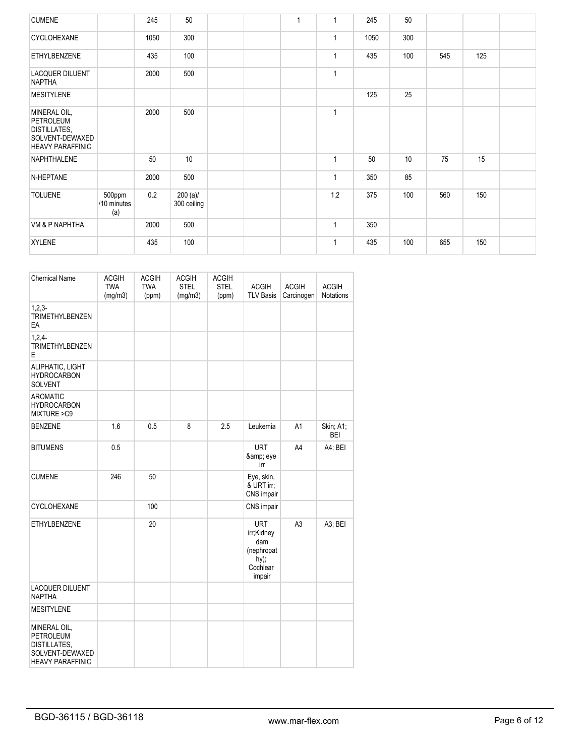| CUMENE | | 245 | 50 | | | 1 | 1 | 245 | 50 | | | |
|---|---|---|---|---|---|---|---|---|---|---|---|---|
| CYCLOHEXANE | | 1050 | 300 | | | | 1 | 1050 | 300 | | | |
| ETHYLBENZENE | | 435 | 100 | | | | 1 | 435 | 100 | 545 | 125 | |
| LACQUER DILUENT NAPTHA | | 2000 | 500 | | | | 1 | | | | | |
| MESITYLENE | | | | | | | | 125 | 25 | | | |
| MINERAL OIL, PETROLEUM DISTILLATES, SOLVENT-DEWAXED HEAVY PARAFFINIC | | 2000 | 500 | | | | 1 | | | | | |
| NAPHTHALENE | | 50 | 10 | | | | 1 | 50 | 10 | 75 | 15 | |
| N-HEPTANE | | 2000 | 500 | | | | 1 | 350 | 85 | | | |
| TOLUENE | 500ppm /10 minutes (a) | 0.2 | 200 (a)/ 300 ceiling | | | | 1,2 | 375 | 100 | 560 | 150 | |
| VM & P NAPHTHA | | 2000 | 500 | | | | 1 | 350 | | | | |
| XYLENE | | 435 | 100 | | | | 1 | 435 | 100 | 655 | 150 | |

| Chemical Name | ACGIH TWA (mg/m3) | ACGIH TWA (ppm) | ACGIH STEL (mg/m3) | ACGIH STEL (ppm) | ACGIH TLV Basis | ACGIH Carcinogen | ACGIH Notations |
|---|---|---|---|---|---|---|---|
| 1,2,3-TRIMETHYLBENZENEA | | | | | | | |
| 1,2,4-TRIMETHYLBENZENE | | | | | | | |
| ALIPHATIC, LIGHT HYDROCARBON SOLVENT | | | | | | | |
| AROMATIC HYDROCARBON MIXTURE >C9 | | | | | | | |
| BENZENE | 1.6 | 0.5 | 8 | 2.5 | Leukemia | A1 | Skin; A1; BEI |
| BITUMENS | 0.5 | | | | URT &amp; eye irr | A4 | A4; BEI |
| CUMENE | 246 | 50 | | | Eye, skin, & URT irr; CNS impair | | |
| CYCLOHEXANE | | 100 | | | CNS impair | | |
| ETHYLBENZENE | | 20 | | | URT irr;Kidney dam (nephropathy); Cochlear impair | A3 | A3; BEI |
| LACQUER DILUENT NAPTHA | | | | | | | |
| MESITYLENE | | | | | | | |
| MINERAL OIL, PETROLEUM DISTILLATES, SOLVENT-DEWAXED HEAVY PARAFFINIC | | | | | | | |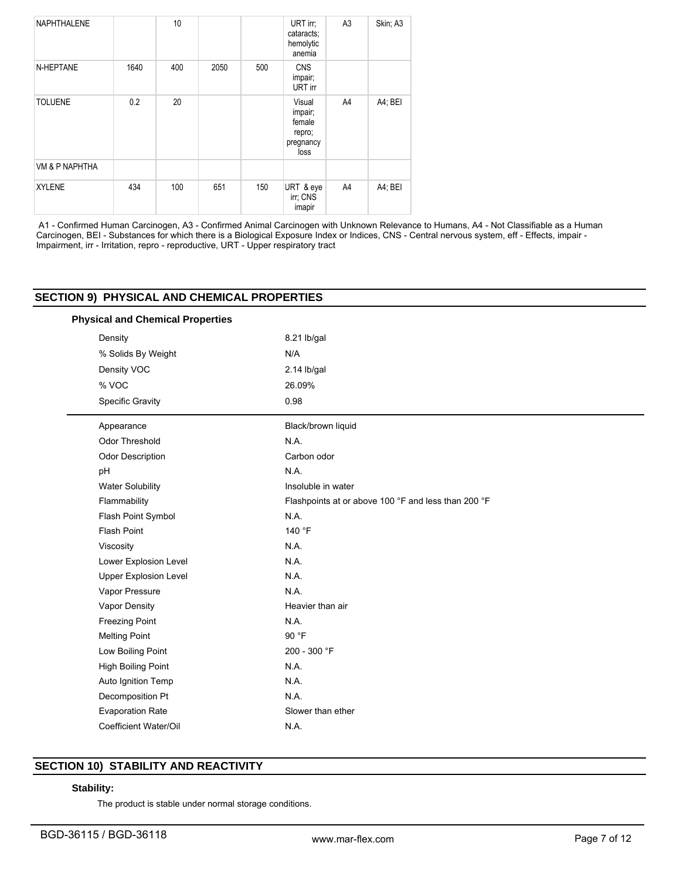| NAPHTHALENE | | 10 | | | URT irr; cataracts; hemolytic anemia | A3 | Skin; A3 |
|---|---|---|---|---|---|---|---|
| N-HEPTANE | 1640 | 400 | 2050 | 500 | CNS impair; URT irr | | |
| TOLUENE | 0.2 | 20 | | | Visual impair; female repro; pregnancy loss | A4 | A4; BEI |
| VM & P NAPHTHA | | | | | | | |
| XYLENE | 434 | 100 | 651 | 150 | URT & eye irr; CNS imapir | A4 | A4; BEI |

A1 - Confirmed Human Carcinogen, A3 - Confirmed Animal Carcinogen with Unknown Relevance to Humans, A4 - Not Classifiable as a Human Carcinogen, BEI - Substances for which there is a Biological Exposure Index or Indices, CNS - Central nervous system, eff - Effects, impair - Impairment, irr - Irritation, repro - reproductive, URT - Upper respiratory tract

## SECTION 9) PHYSICAL AND CHEMICAL PROPERTIES

### Physical and Chemical Properties

| | |
|---|---|
| Density | 8.21 lb/gal |
| % Solids By Weight | N/A |
| Density VOC | 2.14 lb/gal |
| % VOC | 26.09% |
| Specific Gravity | 0.98 |

| | |
|---|---|
| Appearance | Black/brown liquid |
| Odor Threshold | N.A. |
| Odor Description | Carbon odor |
| pH | N.A. |
| Water Solubility | Insoluble in water |
| Flammability | Flashpoints at or above 100 °F and less than 200 °F |
| Flash Point Symbol | N.A. |
| Flash Point | 140 °F |
| Viscosity | N.A. |
| Lower Explosion Level | N.A. |
| Upper Explosion Level | N.A. |
| Vapor Pressure | N.A. |
| Vapor Density | Heavier than air |
| Freezing Point | N.A. |
| Melting Point | 90 °F |
| Low Boiling Point | 200 - 300 °F |
| High Boiling Point | N.A. |
| Auto Ignition Temp | N.A. |
| Decomposition Pt | N.A. |
| Evaporation Rate | Slower than ether |
| Coefficient Water/Oil | N.A. |

## SECTION 10) STABILITY AND REACTIVITY

### Stability:

The product is stable under normal storage conditions.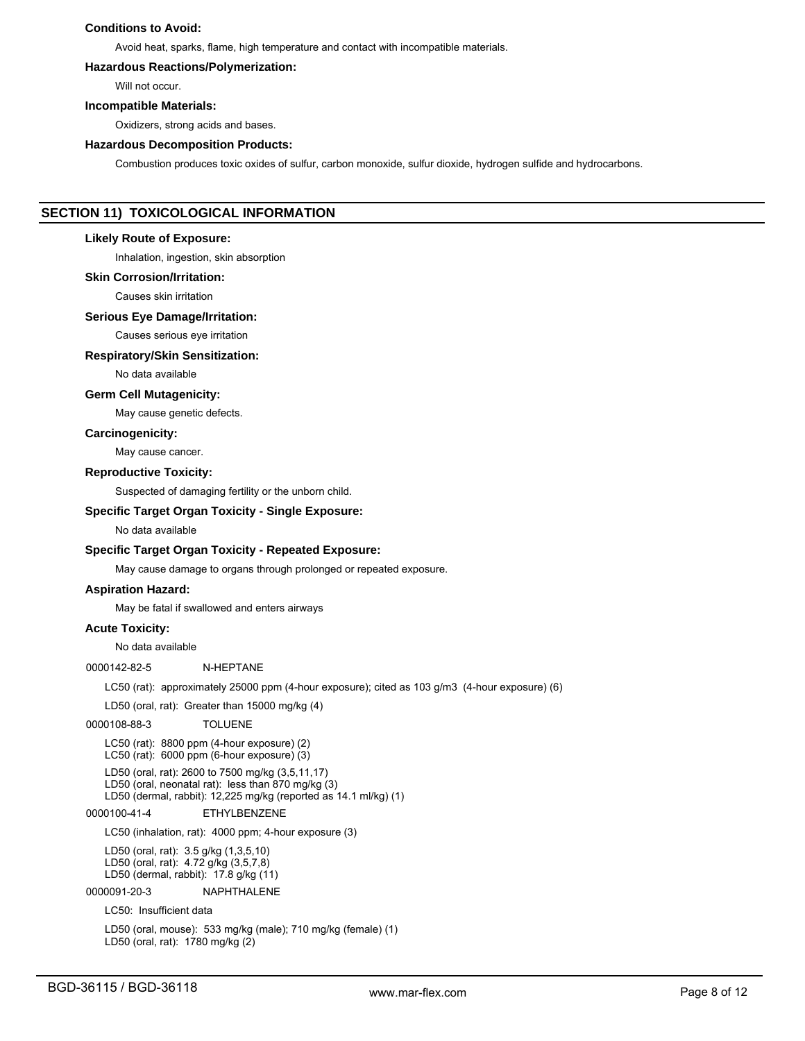**Conditions to Avoid:**

Avoid heat, sparks, flame, high temperature and contact with incompatible materials.

**Hazardous Reactions/Polymerization:**

Will not occur.

**Incompatible Materials:**

Oxidizers, strong acids and bases.

**Hazardous Decomposition Products:**

Combustion produces toxic oxides of sulfur, carbon monoxide, sulfur dioxide, hydrogen sulfide and hydrocarbons.

## SECTION 11) TOXICOLOGICAL INFORMATION

**Likely Route of Exposure:**

Inhalation, ingestion, skin absorption

**Skin Corrosion/Irritation:**

Causes skin irritation

**Serious Eye Damage/Irritation:**

Causes serious eye irritation

**Respiratory/Skin Sensitization:**

No data available

**Germ Cell Mutagenicity:**

May cause genetic defects.

**Carcinogenicity:**

May cause cancer.

**Reproductive Toxicity:**

Suspected of damaging fertility or the unborn child.

**Specific Target Organ Toxicity - Single Exposure:**

No data available

**Specific Target Organ Toxicity - Repeated Exposure:**

May cause damage to organs through prolonged or repeated exposure.

**Aspiration Hazard:**

May be fatal if swallowed and enters airways

**Acute Toxicity:**

No data available

0000142-82-5 N-HEPTANE

LC50 (rat): approximately 25000 ppm (4-hour exposure); cited as 103 g/m3 (4-hour exposure) (6)

LD50 (oral, rat): Greater than 15000 mg/kg (4)

0000108-88-3 TOLUENE

LC50 (rat): 8800 ppm (4-hour exposure) (2)
LC50 (rat): 6000 ppm (6-hour exposure) (3)

LD50 (oral, rat): 2600 to 7500 mg/kg (3,5,11,17)
LD50 (oral, neonatal rat): less than 870 mg/kg (3)
LD50 (dermal, rabbit): 12,225 mg/kg (reported as 14.1 ml/kg) (1)

0000100-41-4 ETHYLBENZENE

LC50 (inhalation, rat): 4000 ppm; 4-hour exposure (3)

LD50 (oral, rat): 3.5 g/kg (1,3,5,10)
LD50 (oral, rat): 4.72 g/kg (3,5,7,8)
LD50 (dermal, rabbit): 17.8 g/kg (11)

0000091-20-3 NAPHTHALENE

LC50: Insufficient data

LD50 (oral, mouse): 533 mg/kg (male); 710 mg/kg (female) (1)
LD50 (oral, rat): 1780 mg/kg (2)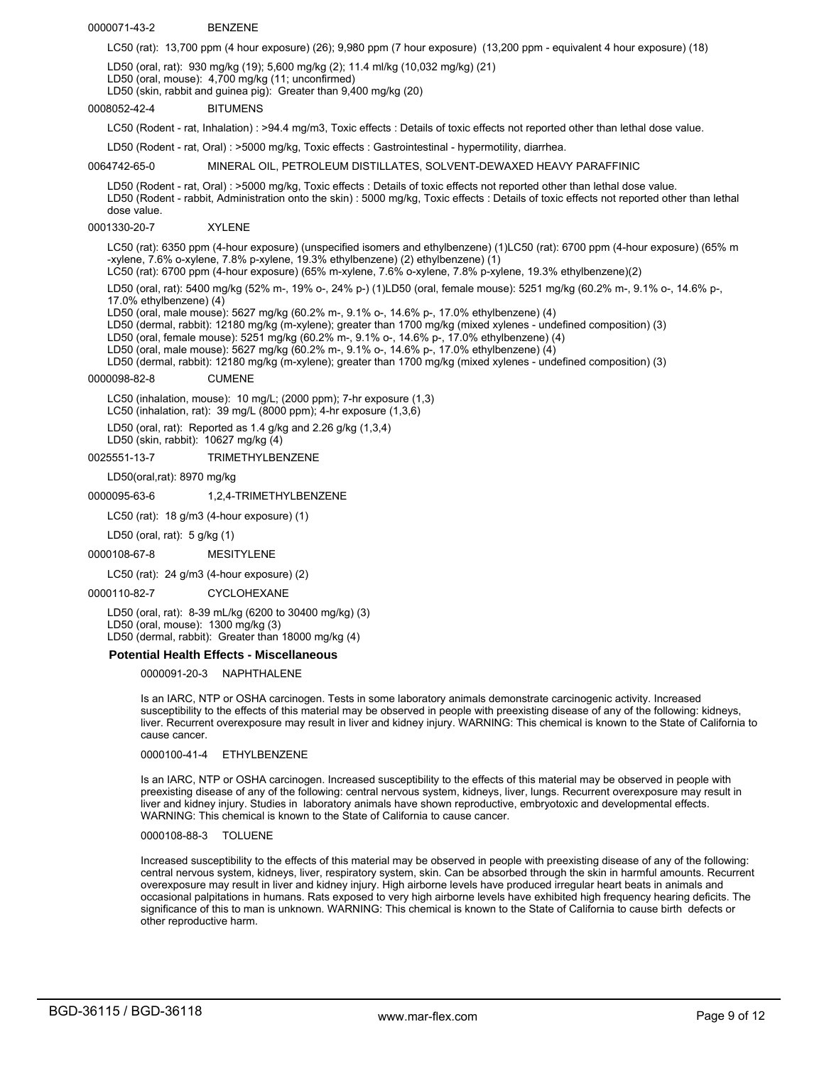0000071-43-2 BENZENE

LC50 (rat): 13,700 ppm (4 hour exposure) (26); 9,980 ppm (7 hour exposure) (13,200 ppm - equivalent 4 hour exposure) (18)

LD50 (oral, rat): 930 mg/kg (19); 5,600 mg/kg (2); 11.4 ml/kg (10,032 mg/kg) (21)
LD50 (oral, mouse): 4,700 mg/kg (11; unconfirmed)
LD50 (skin, rabbit and guinea pig): Greater than 9,400 mg/kg (20)

0008052-42-4 BITUMENS

LC50 (Rodent - rat, Inhalation) : >94.4 mg/m3, Toxic effects : Details of toxic effects not reported other than lethal dose value.

LD50 (Rodent - rat, Oral) : >5000 mg/kg, Toxic effects : Gastrointestinal - hypermotility, diarrhea.

0064742-65-0 MINERAL OIL, PETROLEUM DISTILLATES, SOLVENT-DEWAXED HEAVY PARAFFINIC

LD50 (Rodent - rat, Oral) : >5000 mg/kg, Toxic effects : Details of toxic effects not reported other than lethal dose value.
LD50 (Rodent - rabbit, Administration onto the skin) : 5000 mg/kg, Toxic effects : Details of toxic effects not reported other than lethal dose value.

0001330-20-7 XYLENE

LC50 (rat): 6350 ppm (4-hour exposure) (unspecified isomers and ethylbenzene) (1)LC50 (rat): 6700 ppm (4-hour exposure) (65% m-xylene, 7.6% o-xylene, 7.8% p-xylene, 19.3% ethylbenzene) (2) ethylbenzene) (1)
LC50 (rat): 6700 ppm (4-hour exposure) (65% m-xylene, 7.6% o-xylene, 7.8% p-xylene, 19.3% ethylbenzene)(2)

LD50 (oral, rat): 5400 mg/kg (52% m-, 19% o-, 24% p-) (1)LD50 (oral, female mouse): 5251 mg/kg (60.2% m-, 9.1% o-, 14.6% p-, 17.0% ethylbenzene) (4)
LD50 (oral, male mouse): 5627 mg/kg (60.2% m-, 9.1% o-, 14.6% p-, 17.0% ethylbenzene) (4)
LD50 (dermal, rabbit): 12180 mg/kg (m-xylene); greater than 1700 mg/kg (mixed xylenes - undefined composition) (3)
LD50 (oral, female mouse): 5251 mg/kg (60.2% m-, 9.1% o-, 14.6% p-, 17.0% ethylbenzene) (4)
LD50 (oral, male mouse): 5627 mg/kg (60.2% m-, 9.1% o-, 14.6% p-, 17.0% ethylbenzene) (4)
LD50 (dermal, rabbit): 12180 mg/kg (m-xylene); greater than 1700 mg/kg (mixed xylenes - undefined composition) (3)

0000098-82-8 CUMENE

LC50 (inhalation, mouse): 10 mg/L; (2000 ppm); 7-hr exposure (1,3)
LC50 (inhalation, rat): 39 mg/L (8000 ppm); 4-hr exposure (1,3,6)

LD50 (oral, rat): Reported as 1.4 g/kg and 2.26 g/kg (1,3,4)
LD50 (skin, rabbit): 10627 mg/kg (4)

0025551-13-7 TRIMETHYLBENZENE

LD50(oral,rat): 8970 mg/kg

0000095-63-6 1,2,4-TRIMETHYLBENZENE

LC50 (rat): 18 g/m3 (4-hour exposure) (1)

LD50 (oral, rat): 5 g/kg (1)

0000108-67-8 MESITYLENE

LC50 (rat): 24 g/m3 (4-hour exposure) (2)

0000110-82-7 CYCLOHEXANE

LD50 (oral, rat): 8-39 mL/kg (6200 to 30400 mg/kg) (3)
LD50 (oral, mouse): 1300 mg/kg (3)
LD50 (dermal, rabbit): Greater than 18000 mg/kg (4)

**Potential Health Effects - Miscellaneous**

0000091-20-3 NAPHTHALENE

Is an IARC, NTP or OSHA carcinogen. Tests in some laboratory animals demonstrate carcinogenic activity. Increased susceptibility to the effects of this material may be observed in people with preexisting disease of any of the following: kidneys, liver. Recurrent overexposure may result in liver and kidney injury. WARNING: This chemical is known to the State of California to cause cancer.

0000100-41-4 ETHYLBENZENE

Is an IARC, NTP or OSHA carcinogen. Increased susceptibility to the effects of this material may be observed in people with preexisting disease of any of the following: central nervous system, kidneys, liver, lungs. Recurrent overexposure may result in liver and kidney injury. Studies in laboratory animals have shown reproductive, embryotoxic and developmental effects. WARNING: This chemical is known to the State of California to cause cancer.

0000108-88-3 TOLUENE

Increased susceptibility to the effects of this material may be observed in people with preexisting disease of any of the following: central nervous system, kidneys, liver, respiratory system, skin. Can be absorbed through the skin in harmful amounts. Recurrent overexposure may result in liver and kidney injury. High airborne levels have produced irregular heart beats in animals and occasional palpitations in humans. Rats exposed to very high airborne levels have exhibited high frequency hearing deficits. The significance of this to man is unknown. WARNING: This chemical is known to the State of California to cause birth defects or other reproductive harm.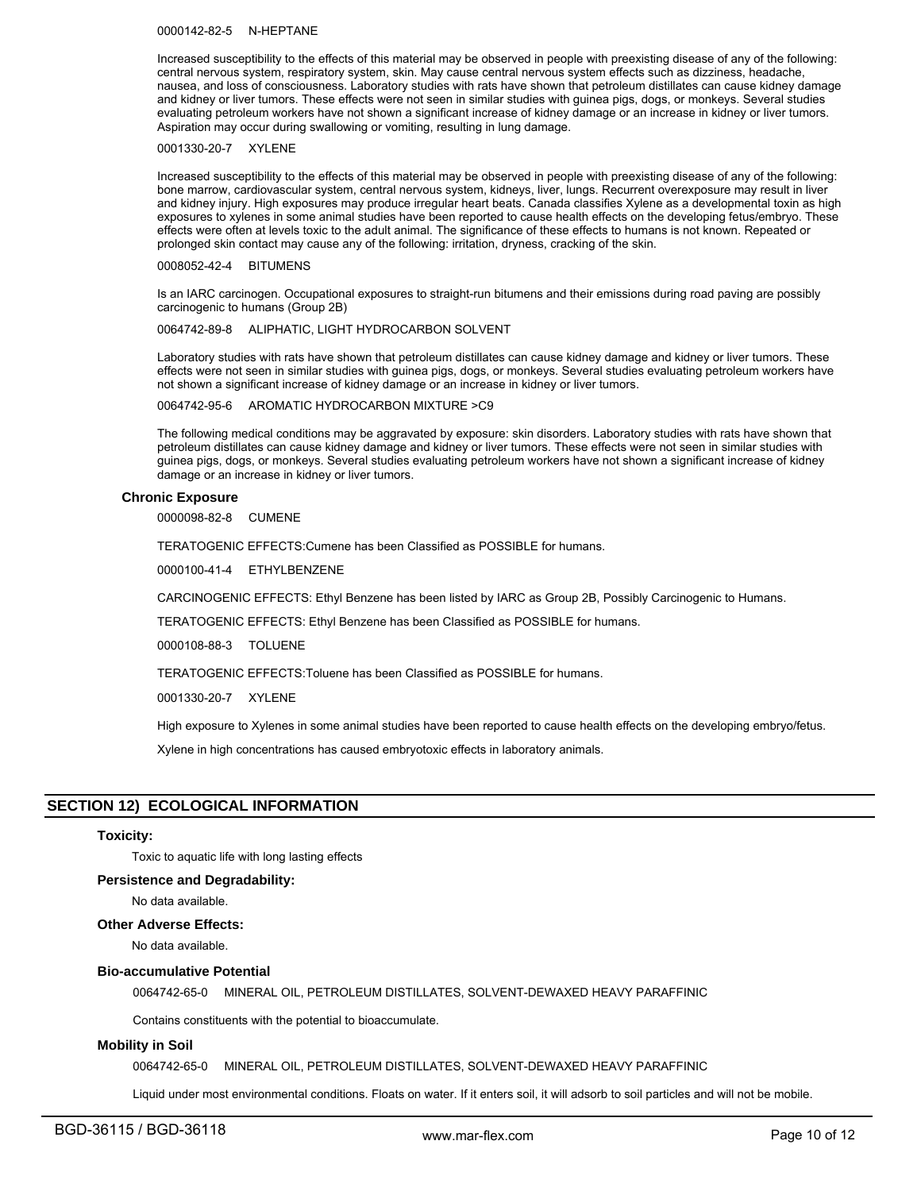0000142-82-5 N-HEPTANE

Increased susceptibility to the effects of this material may be observed in people with preexisting disease of any of the following: central nervous system, respiratory system, skin. May cause central nervous system effects such as dizziness, headache, nausea, and loss of consciousness. Laboratory studies with rats have shown that petroleum distillates can cause kidney damage and kidney or liver tumors. These effects were not seen in similar studies with guinea pigs, dogs, or monkeys. Several studies evaluating petroleum workers have not shown a significant increase of kidney damage or an increase in kidney or liver tumors. Aspiration may occur during swallowing or vomiting, resulting in lung damage.

0001330-20-7 XYLENE

Increased susceptibility to the effects of this material may be observed in people with preexisting disease of any of the following: bone marrow, cardiovascular system, central nervous system, kidneys, liver, lungs. Recurrent overexposure may result in liver and kidney injury. High exposures may produce irregular heart beats. Canada classifies Xylene as a developmental toxin as high exposures to xylenes in some animal studies have been reported to cause health effects on the developing fetus/embryo. These effects were often at levels toxic to the adult animal. The significance of these effects to humans is not known. Repeated or prolonged skin contact may cause any of the following: irritation, dryness, cracking of the skin.

0008052-42-4 BITUMENS

Is an IARC carcinogen. Occupational exposures to straight-run bitumens and their emissions during road paving are possibly carcinogenic to humans (Group 2B)

0064742-89-8 ALIPHATIC, LIGHT HYDROCARBON SOLVENT

Laboratory studies with rats have shown that petroleum distillates can cause kidney damage and kidney or liver tumors. These effects were not seen in similar studies with guinea pigs, dogs, or monkeys. Several studies evaluating petroleum workers have not shown a significant increase of kidney damage or an increase in kidney or liver tumors.

0064742-95-6 AROMATIC HYDROCARBON MIXTURE >C9

The following medical conditions may be aggravated by exposure: skin disorders. Laboratory studies with rats have shown that petroleum distillates can cause kidney damage and kidney or liver tumors. These effects were not seen in similar studies with guinea pigs, dogs, or monkeys. Several studies evaluating petroleum workers have not shown a significant increase of kidney damage or an increase in kidney or liver tumors.

### Chronic Exposure

0000098-82-8 CUMENE

TERATOGENIC EFFECTS:Cumene has been Classified as POSSIBLE for humans.

0000100-41-4 ETHYLBENZENE

CARCINOGENIC EFFECTS: Ethyl Benzene has been listed by IARC as Group 2B, Possibly Carcinogenic to Humans.

TERATOGENIC EFFECTS: Ethyl Benzene has been Classified as POSSIBLE for humans.

0000108-88-3 TOLUENE

TERATOGENIC EFFECTS:Toluene has been Classified as POSSIBLE for humans.

0001330-20-7 XYLENE

High exposure to Xylenes in some animal studies have been reported to cause health effects on the developing embryo/fetus.

Xylene in high concentrations has caused embryotoxic effects in laboratory animals.

## SECTION 12) ECOLOGICAL INFORMATION

### Toxicity:

Toxic to aquatic life with long lasting effects

### Persistence and Degradability:

No data available.

### Other Adverse Effects:

No data available.

### Bio-accumulative Potential

0064742-65-0 MINERAL OIL, PETROLEUM DISTILLATES, SOLVENT-DEWAXED HEAVY PARAFFINIC

Contains constituents with the potential to bioaccumulate.

### Mobility in Soil

0064742-65-0 MINERAL OIL, PETROLEUM DISTILLATES, SOLVENT-DEWAXED HEAVY PARAFFINIC

Liquid under most environmental conditions. Floats on water. If it enters soil, it will adsorb to soil particles and will not be mobile.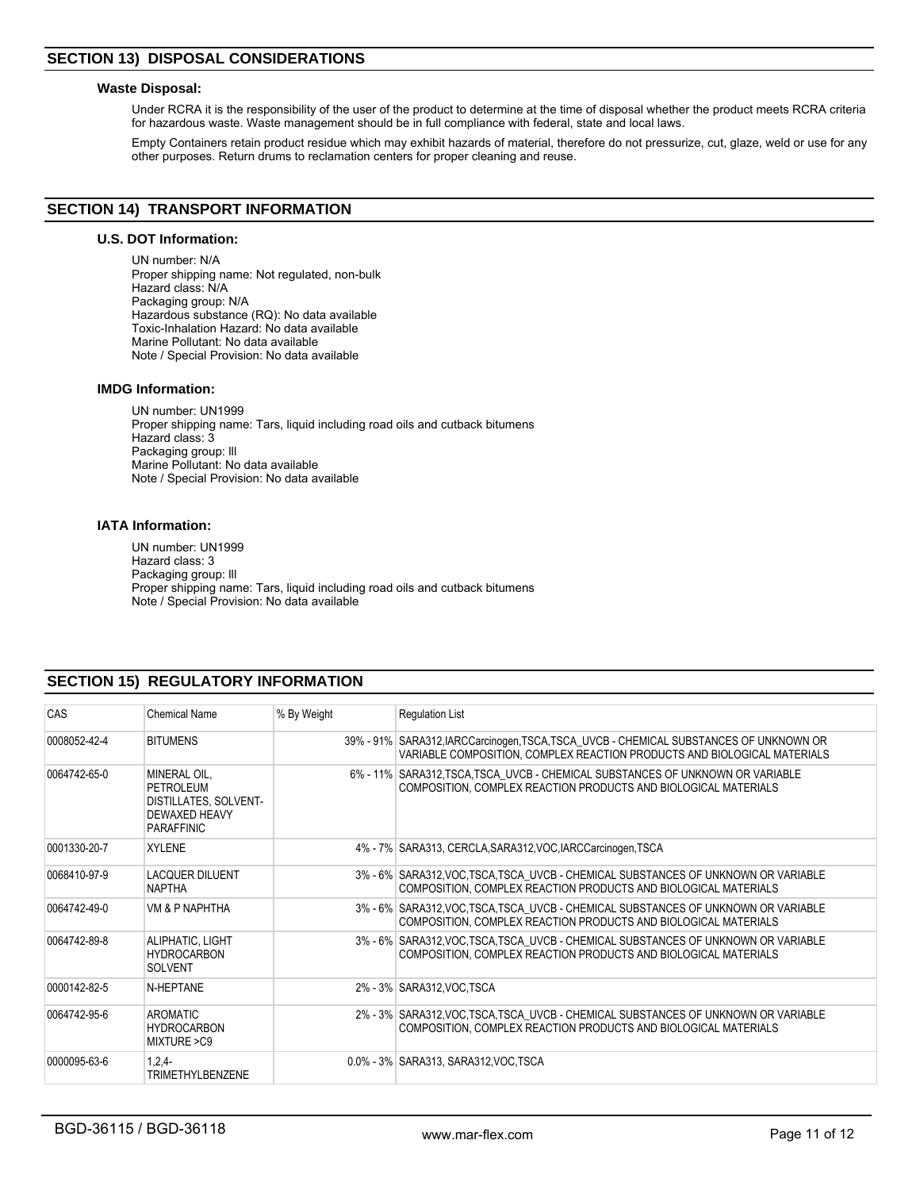## SECTION 13) DISPOSAL CONSIDERATIONS

### Waste Disposal:

Under RCRA it is the responsibility of the user of the product to determine at the time of disposal whether the product meets RCRA criteria for hazardous waste. Waste management should be in full compliance with federal, state and local laws.

Empty Containers retain product residue which may exhibit hazards of material, therefore do not pressurize, cut, glaze, weld or use for any other purposes. Return drums to reclamation centers for proper cleaning and reuse.

## SECTION 14) TRANSPORT INFORMATION

### U.S. DOT Information:

UN number: N/A
Proper shipping name: Not regulated, non-bulk
Hazard class: N/A
Packaging group: N/A
Hazardous substance (RQ): No data available
Toxic-Inhalation Hazard: No data available
Marine Pollutant: No data available
Note / Special Provision: No data available

### IMDG Information:

UN number: UN1999
Proper shipping name: Tars, liquid including road oils and cutback bitumens
Hazard class: 3
Packaging group: III
Marine Pollutant: No data available
Note / Special Provision: No data available

### IATA Information:

UN number: UN1999
Hazard class: 3
Packaging group: III
Proper shipping name: Tars, liquid including road oils and cutback bitumens
Note / Special Provision: No data available

## SECTION 15) REGULATORY INFORMATION

| CAS | Chemical Name | % By Weight | Regulation List |
|---|---|---|---|
| 0008052-42-4 | BITUMENS | 39% - 91% | SARA312,IARCCarcinogen,TSCA,TSCA_UVCB - CHEMICAL SUBSTANCES OF UNKNOWN OR VARIABLE COMPOSITION, COMPLEX REACTION PRODUCTS AND BIOLOGICAL MATERIALS |
| 0064742-65-0 | MINERAL OIL, PETROLEUM DISTILLATES, SOLVENT-DEWAXED HEAVY PARAFFINIC | 6% - 11% | SARA312,TSCA,TSCA_UVCB - CHEMICAL SUBSTANCES OF UNKNOWN OR VARIABLE COMPOSITION, COMPLEX REACTION PRODUCTS AND BIOLOGICAL MATERIALS |
| 0001330-20-7 | XYLENE | 4% - 7% | SARA313, CERCLA,SARA312,VOC,IARCCarcinogen,TSCA |
| 0068410-97-9 | LACQUER DILUENT NAPTHA | 3% - 6% | SARA312,VOC,TSCA,TSCA_UVCB - CHEMICAL SUBSTANCES OF UNKNOWN OR VARIABLE COMPOSITION, COMPLEX REACTION PRODUCTS AND BIOLOGICAL MATERIALS |
| 0064742-49-0 | VM & P NAPHTHA | 3% - 6% | SARA312,VOC,TSCA,TSCA_UVCB - CHEMICAL SUBSTANCES OF UNKNOWN OR VARIABLE COMPOSITION, COMPLEX REACTION PRODUCTS AND BIOLOGICAL MATERIALS |
| 0064742-89-8 | ALIPHATIC, LIGHT HYDROCARBON SOLVENT | 3% - 6% | SARA312,VOC,TSCA,TSCA_UVCB - CHEMICAL SUBSTANCES OF UNKNOWN OR VARIABLE COMPOSITION, COMPLEX REACTION PRODUCTS AND BIOLOGICAL MATERIALS |
| 0000142-82-5 | N-HEPTANE | 2% - 3% | SARA312,VOC,TSCA |
| 0064742-95-6 | AROMATIC HYDROCARBON MIXTURE >C9 | 2% - 3% | SARA312,VOC,TSCA,TSCA_UVCB - CHEMICAL SUBSTANCES OF UNKNOWN OR VARIABLE COMPOSITION, COMPLEX REACTION PRODUCTS AND BIOLOGICAL MATERIALS |
| 0000095-63-6 | 1,2,4-TRIMETHYLBENZENE | 0.0% - 3% | SARA313, SARA312,VOC,TSCA |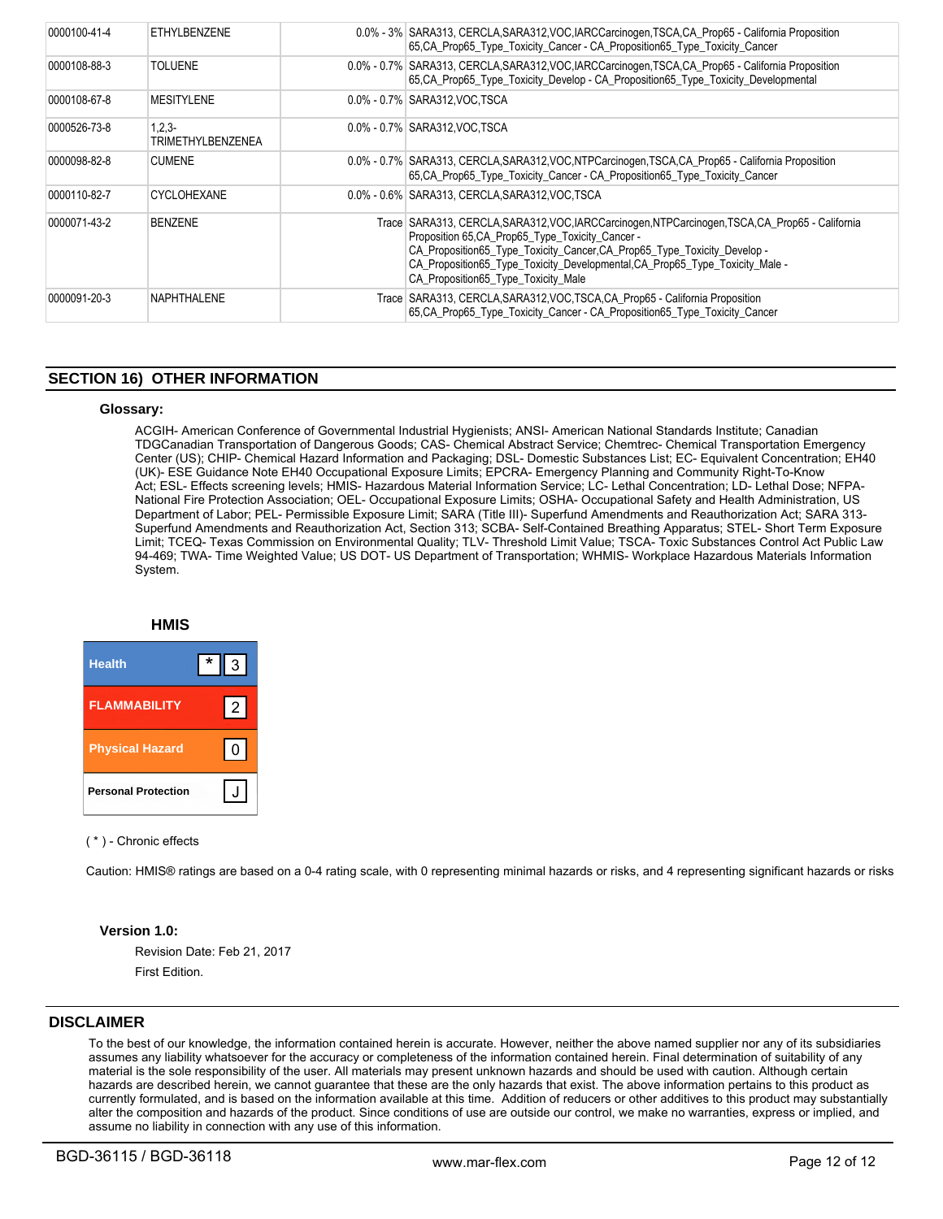| | | | |
|---|---|---|---|
| 0000100-41-4 | ETHYLBENZENE | 0.0% - 3% | SARA313, CERCLA,SARA312,VOC,IARCCarcinogen,TSCA,CA_Prop65 - California Proposition 65,CA_Prop65_Type_Toxicity_Cancer - CA_Proposition65_Type_Toxicity_Cancer |
| 0000108-88-3 | TOLUENE | 0.0% - 0.7% | SARA313, CERCLA,SARA312,VOC,IARCCarcinogen,TSCA,CA_Prop65 - California Proposition 65,CA_Prop65_Type_Toxicity_Develop - CA_Proposition65_Type_Toxicity_Developmental |
| 0000108-67-8 | MESITYLENE | 0.0% - 0.7% | SARA312,VOC,TSCA |
| 0000526-73-8 | 1,2,3-TRIMETHYLBENZENEA | 0.0% - 0.7% | SARA312,VOC,TSCA |
| 0000098-82-8 | CUMENE | 0.0% - 0.7% | SARA313, CERCLA,SARA312,VOC,NTPCarcinogen,TSCA,CA_Prop65 - California Proposition 65,CA_Prop65_Type_Toxicity_Cancer - CA_Proposition65_Type_Toxicity_Cancer |
| 0000110-82-7 | CYCLOHEXANE | 0.0% - 0.6% | SARA313, CERCLA,SARA312,VOC,TSCA |
| 0000071-43-2 | BENZENE | Trace | SARA313, CERCLA,SARA312,VOC,IARCCarcinogen,NTPCarcinogen,TSCA,CA_Prop65 - California Proposition 65,CA_Prop65_Type_Toxicity_Cancer - CA_Proposition65_Type_Toxicity_Cancer,CA_Prop65_Type_Toxicity_Develop - CA_Proposition65_Type_Toxicity_Developmental,CA_Prop65_Type_Toxicity_Male - CA_Proposition65_Type_Toxicity_Male |
| 0000091-20-3 | NAPHTHALENE | Trace | SARA313, CERCLA,SARA312,VOC,TSCA,CA_Prop65 - California Proposition 65,CA_Prop65_Type_Toxicity_Cancer - CA_Proposition65_Type_Toxicity_Cancer |

## SECTION 16) OTHER INFORMATION

### Glossary:

ACGIH- American Conference of Governmental Industrial Hygienists; ANSI- American National Standards Institute; Canadian TDGCanadian Transportation of Dangerous Goods; CAS- Chemical Abstract Service; Chemtrec- Chemical Transportation Emergency Center (US); CHIP- Chemical Hazard Information and Packaging; DSL- Domestic Substances List; EC- Equivalent Concentration; EH40 (UK)- ESE Guidance Note EH40 Occupational Exposure Limits; EPCRA- Emergency Planning and Community Right-To-Know Act; ESL- Effects screening levels; HMIS- Hazardous Material Information Service; LC- Lethal Concentration; LD- Lethal Dose; NFPA- National Fire Protection Association; OEL- Occupational Exposure Limits; OSHA- Occupational Safety and Health Administration, US Department of Labor; PEL- Permissible Exposure Limit; SARA (Title III)- Superfund Amendments and Reauthorization Act; SARA 313- Superfund Amendments and Reauthorization Act, Section 313; SCBA- Self-Contained Breathing Apparatus; STEL- Short Term Exposure Limit; TCEQ- Texas Commission on Environmental Quality; TLV- Threshold Limit Value; TSCA- Toxic Substances Control Act Public Law 94-469; TWA- Time Weighted Value; US DOT- US Department of Transportation; WHMIS- Workplace Hazardous Materials Information System.

### HMIS

| | |
|---|---|
| Health | * 3 |
| FLAMMABILITY | 2 |
| Physical Hazard | 0 |
| Personal Protection | J |

( * ) - Chronic effects

Caution: HMIS® ratings are based on a 0-4 rating scale, with 0 representing minimal hazards or risks, and 4 representing significant hazards or risks

### Version 1.0:

Revision Date: Feb 21, 2017

First Edition.

## DISCLAIMER

To the best of our knowledge, the information contained herein is accurate. However, neither the above named supplier nor any of its subsidiaries assumes any liability whatsoever for the accuracy or completeness of the information contained herein. Final determination of suitability of any material is the sole responsibility of the user. All materials may present unknown hazards and should be used with caution. Although certain hazards are described herein, we cannot guarantee that these are the only hazards that exist. The above information pertains to this product as currently formulated, and is based on the information available at this time. Addition of reducers or other additives to this product may substantially alter the composition and hazards of the product. Since conditions of use are outside our control, we make no warranties, express or implied, and assume no liability in connection with any use of this information.